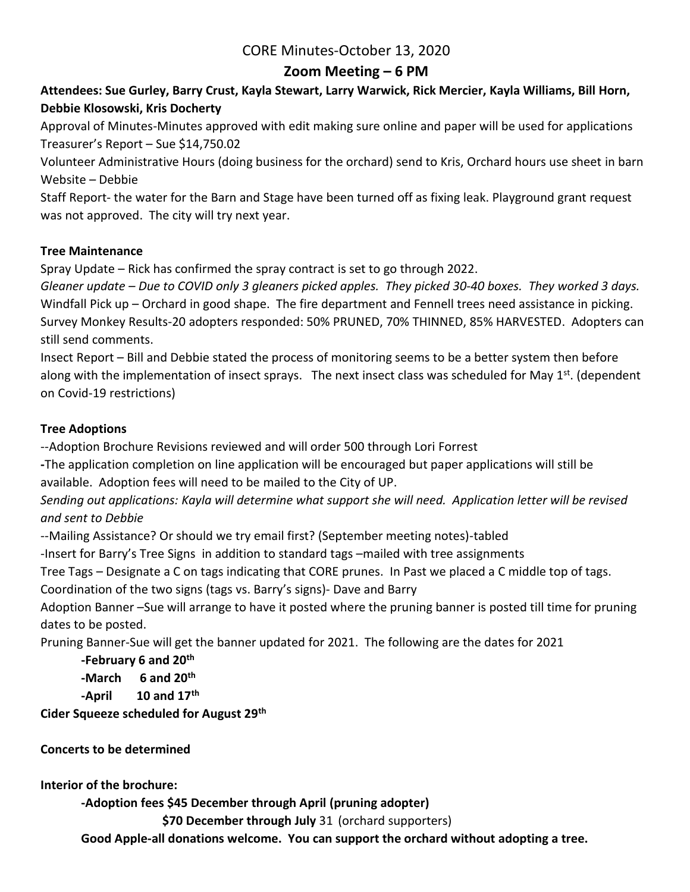# CORE Minutes-October 13, 2020

## Zoom Meeting – 6 PM

**Attendees: Sue Gurley, Barry Crust, Kayla Stewart, Larry Warwick, Rick Mercier, Kayla Williams, Bill Horn, Debbie Klosowski, Kris Docherty**

Approval of Minutes-Minutes approved with edit making sure online and paper will be used for applications

Treasurer's Report – Sue $14,750.02

Volunteer Administrative Hours (doing business for the orchard) send to Kris, Orchard hours use sheet in barn

Website – Debbie

Staff Report- the water for the Barn and Stage have been turned off as fixing leak. Playground grant request was not approved. The city will try next year.

**Tree Maintenance**

Spray Update – Rick has confirmed the spray contract is set to go through 2022.

*Gleaner update – Due to COVID only 3 gleaners picked apples. They picked 30-40 boxes. They worked 3 days.*

Windfall Pick up – Orchard in good shape. The fire department and Fennell trees need assistance in picking.

Survey Monkey Results-20 adopters responded: 50% PRUNED, 70% THINNED, 85% HARVESTED. Adopters can still send comments.

Insect Report – Bill and Debbie stated the process of monitoring seems to be a better system then before along with the implementation of insect sprays. The next insect class was scheduled for May 1st. (dependent on Covid-19 restrictions)

**Tree Adoptions**

--Adoption Brochure Revisions reviewed and will order 500 through Lori Forrest

-The application completion on line application will be encouraged but paper applications will still be available. Adoption fees will need to be mailed to the City of UP.

*Sending out applications: Kayla will determine what support she will need. Application letter will be revised and sent to Debbie*

--Mailing Assistance? Or should we try email first? (September meeting notes)-tabled

-Insert for Barry's Tree Signs in addition to standard tags –mailed with tree assignments

Tree Tags – Designate a C on tags indicating that CORE prunes. In Past we placed a C middle top of tags.

Coordination of the two signs (tags vs. Barry's signs)- Dave and Barry

Adoption Banner –Sue will arrange to have it posted where the pruning banner is posted till time for pruning dates to be posted.

Pruning Banner-Sue will get the banner updated for 2021. The following are the dates for 2021

- **-February 6 and 20th**
- **-March 6 and 20th**
- **-April 10 and 17th**

**Cider Squeeze scheduled for August 29th**

**Concerts to be determined**

**Interior of the brochure:**

**-Adoption fees $45 December through April (pruning adopter)**

**$70 December through July** 31 (orchard supporters)

**Good Apple-all donations welcome. You can support the orchard without adopting a tree.**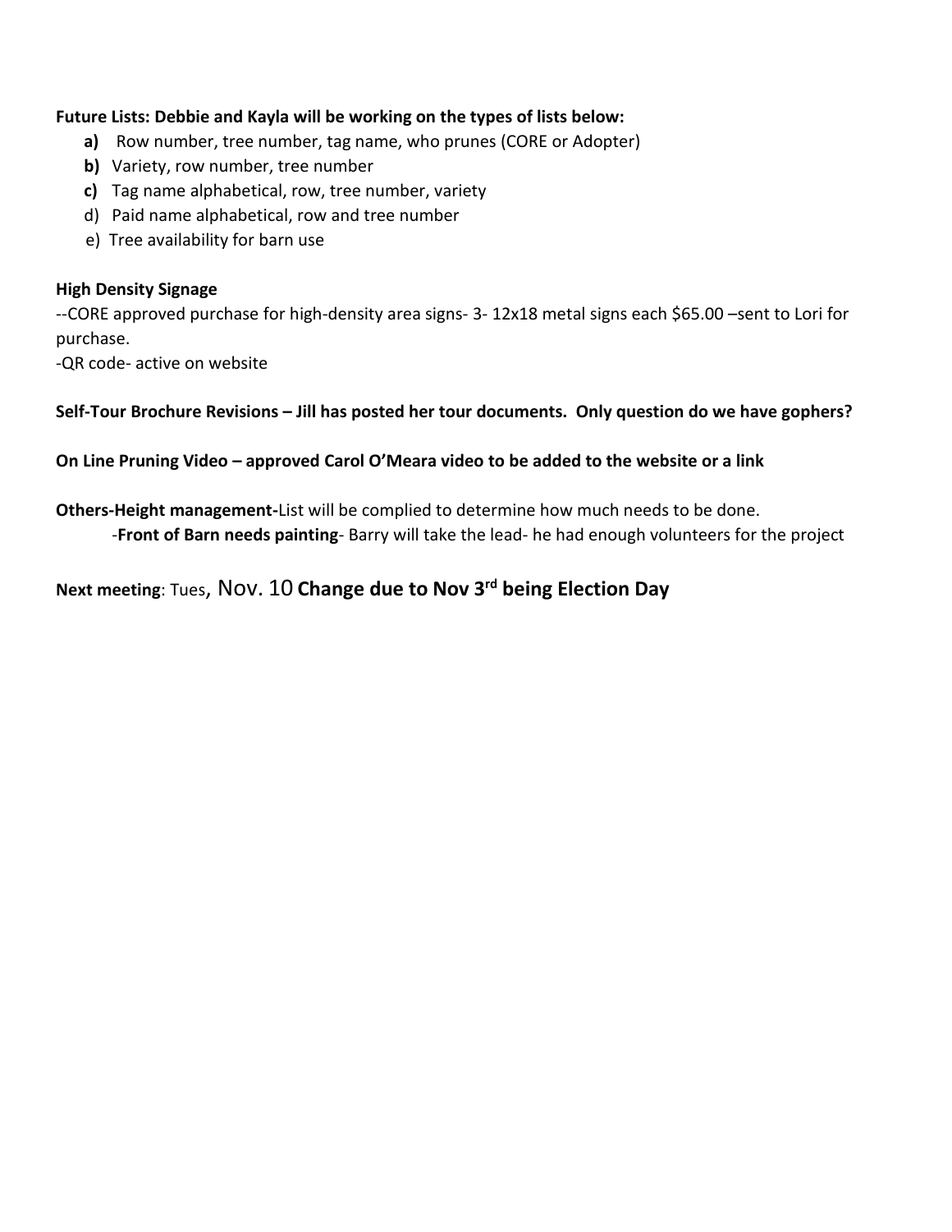**Future Lists: Debbie and Kayla will be working on the types of lists below:**

- **a)** Row number, tree number, tag name, who prunes (CORE or Adopter)
- **b)** Variety, row number, tree number
- **c)** Tag name alphabetical, row, tree number, variety
- d) Paid name alphabetical, row and tree number
- e) Tree availability for barn use

**High Density Signage**

--CORE approved purchase for high-density area signs- 3- 12x18 metal signs each $65.00 –sent to Lori for purchase.

-QR code- active on website

**Self-Tour Brochure Revisions – Jill has posted her tour documents. Only question do we have gophers?**

**On Line Pruning Video – approved Carol O'Meara video to be added to the website or a link**

**Others-Height management-**List will be complied to determine how much needs to be done.

-**Front of Barn needs painting**- Barry will take the lead- he had enough volunteers for the project

**Next meeting**: Tues, Nov. 10 **Change due to Nov 3rd being Election Day**